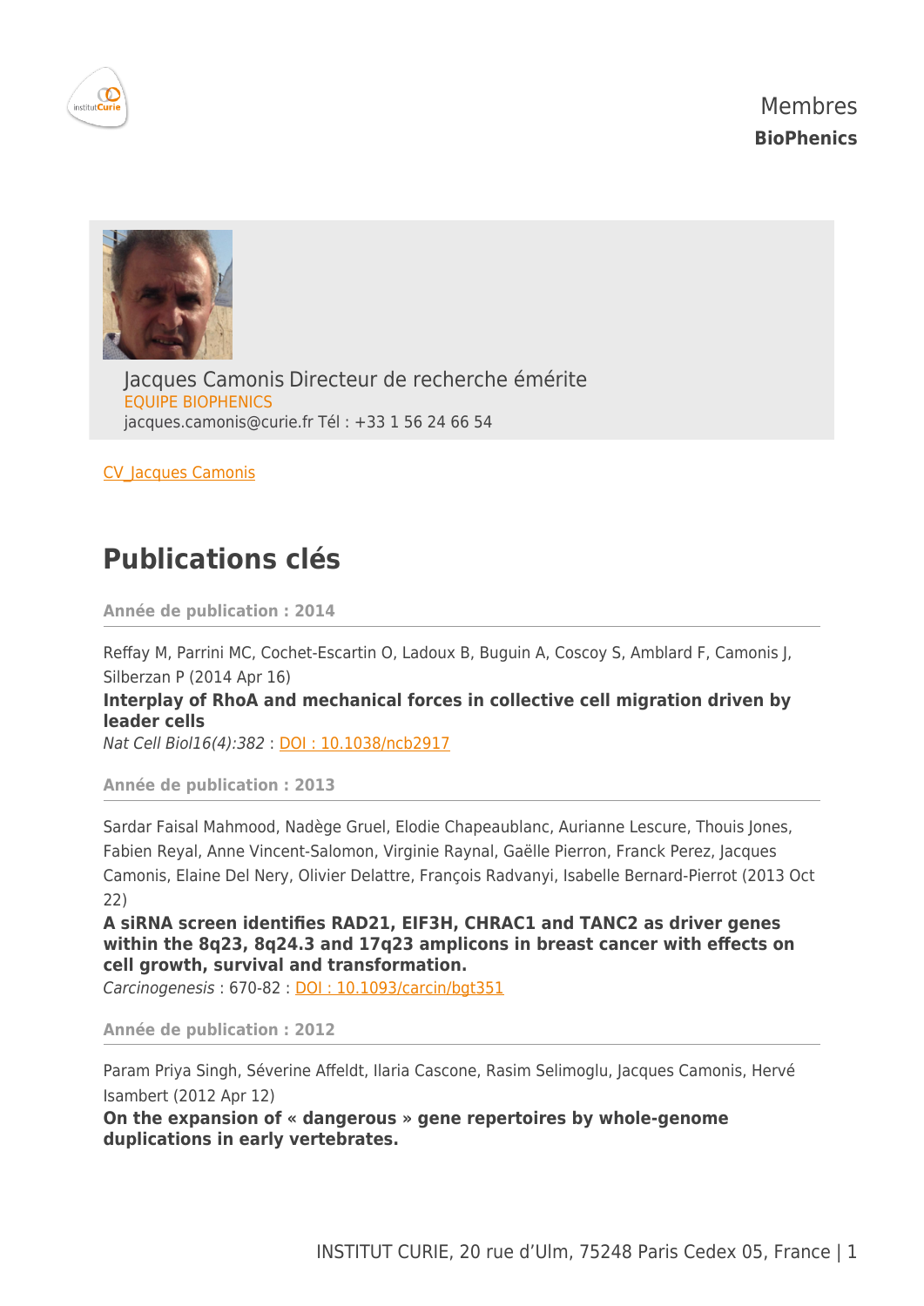Membres
**BioPhenics**

Jacques Camonis Directeur de recherche émérite
EQUIPE BIOPHENICS
jacques.camonis@curie.fr Tél : +33 1 56 24 66 54

CV_Jacques Camonis

# Publications clés

**Année de publication : 2014**

Reffay M, Parrini MC, Cochet-Escartin O, Ladoux B, Buguin A, Coscoy S, Amblard F, Camonis J, Silberzan P (2014 Apr 16)
**Interplay of RhoA and mechanical forces in collective cell migration driven by leader cells**
*Nat Cell Biol16(4):382* : DOI : 10.1038/ncb2917

**Année de publication : 2013**

Sardar Faisal Mahmood, Nadège Gruel, Elodie Chapeaublanc, Aurianne Lescure, Thouis Jones, Fabien Reyal, Anne Vincent-Salomon, Virginie Raynal, Gaëlle Pierron, Franck Perez, Jacques Camonis, Elaine Del Nery, Olivier Delattre, François Radvanyi, Isabelle Bernard-Pierrot (2013 Oct 22)
**A siRNA screen identifies RAD21, EIF3H, CHRAC1 and TANC2 as driver genes within the 8q23, 8q24.3 and 17q23 amplicons in breast cancer with effects on cell growth, survival and transformation.**
*Carcinogenesis* : 670-82 : DOI : 10.1093/carcin/bgt351

**Année de publication : 2012**

Param Priya Singh, Séverine Affeldt, Ilaria Cascone, Rasim Selimoglu, Jacques Camonis, Hervé Isambert (2012 Apr 12)
**On the expansion of « dangerous » gene repertoires by whole-genome duplications in early vertebrates.**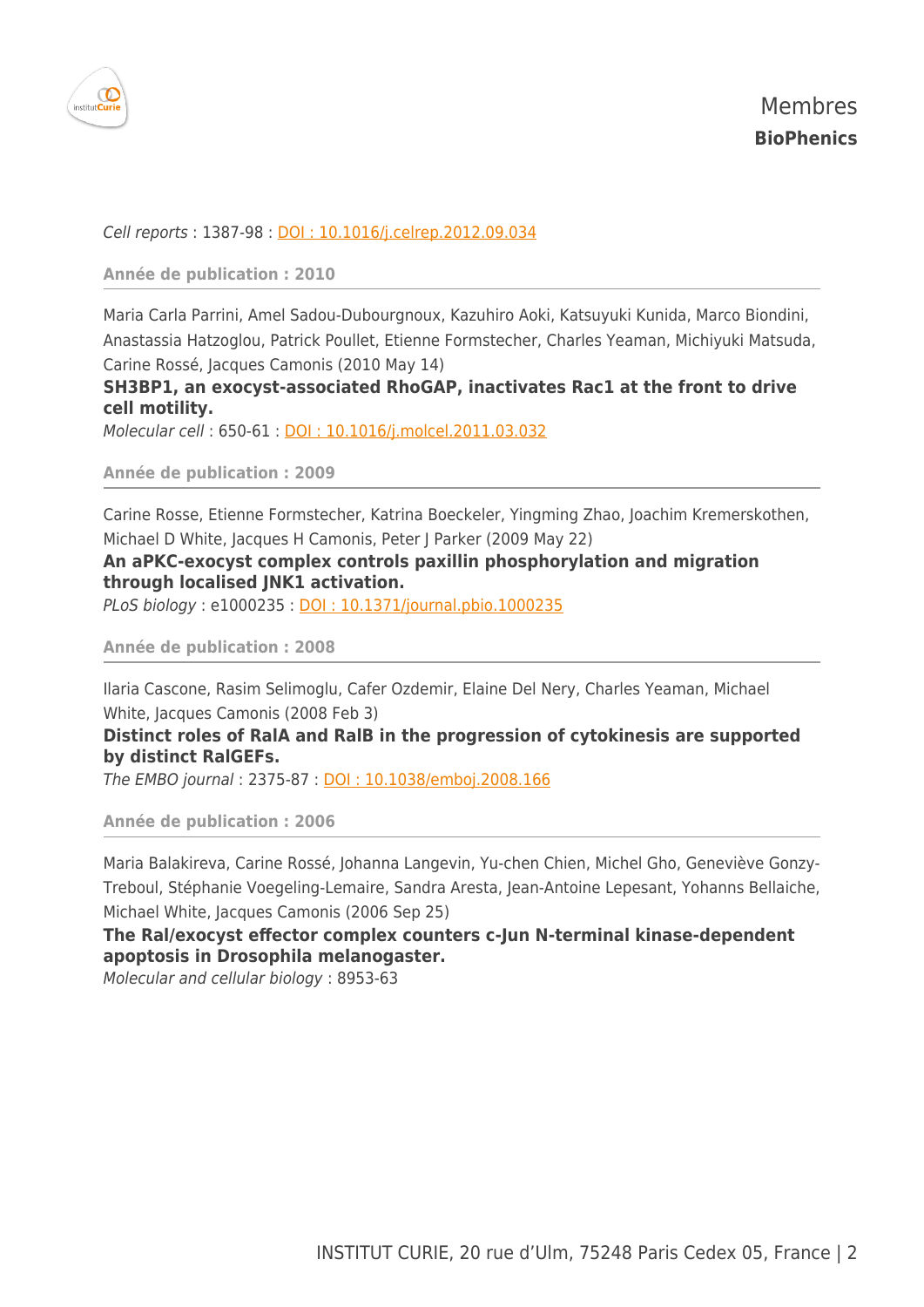*Cell reports* : 1387-98 : [DOI : 10.1016/j.celrep.2012.09.034](https://doi.org/10.1016/j.celrep.2012.09.034)

**Année de publication : 2010**

Maria Carla Parrini, Amel Sadou-Dubourgnoux, Kazuhiro Aoki, Katsuyuki Kunida, Marco Biondini, Anastassia Hatzoglou, Patrick Poullet, Etienne Formstecher, Charles Yeaman, Michiyuki Matsuda, Carine Rossé, Jacques Camonis (2010 May 14)

**SH3BP1, an exocyst-associated RhoGAP, inactivates Rac1 at the front to drive cell motility.**

*Molecular cell* : 650-61 : [DOI : 10.1016/j.molcel.2011.03.032](https://doi.org/10.1016/j.molcel.2011.03.032)

**Année de publication : 2009**

Carine Rosse, Etienne Formstecher, Katrina Boeckeler, Yingming Zhao, Joachim Kremerskothen, Michael D White, Jacques H Camonis, Peter J Parker (2009 May 22)

**An aPKC-exocyst complex controls paxillin phosphorylation and migration through localised JNK1 activation.**

*PLoS biology* : e1000235 : [DOI : 10.1371/journal.pbio.1000235](https://doi.org/10.1371/journal.pbio.1000235)

**Année de publication : 2008**

Ilaria Cascone, Rasim Selimoglu, Cafer Ozdemir, Elaine Del Nery, Charles Yeaman, Michael White, Jacques Camonis (2008 Feb 3)

**Distinct roles of RalA and RalB in the progression of cytokinesis are supported by distinct RalGEFs.**

*The EMBO journal* : 2375-87 : [DOI : 10.1038/emboj.2008.166](https://doi.org/10.1038/emboj.2008.166)

**Année de publication : 2006**

Maria Balakireva, Carine Rossé, Johanna Langevin, Yu-chen Chien, Michel Gho, Geneviève Gonzy-Treboul, Stéphanie Voegeling-Lemaire, Sandra Aresta, Jean-Antoine Lepesant, Yohanns Bellaiche, Michael White, Jacques Camonis (2006 Sep 25)

**The Ral/exocyst effector complex counters c-Jun N-terminal kinase-dependent apoptosis in Drosophila melanogaster.**

*Molecular and cellular biology* : 8953-63